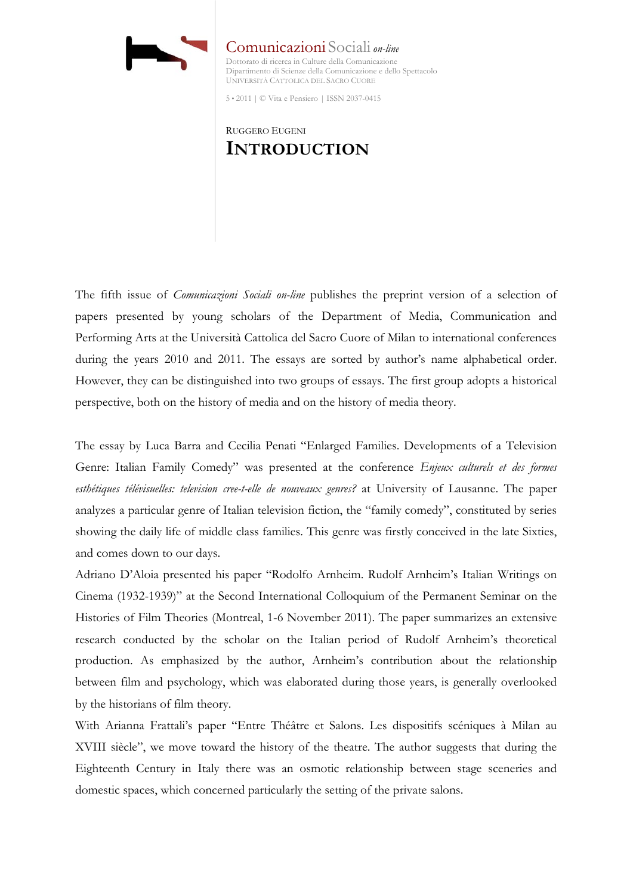Comunicazioni Sociali *on-line*

Dottorato di ricerca in Culture della Comunicazione
Dipartimento di Scienze della Comunicazione e dello Spettacolo
Università Cattolica del Sacro Cuore

5 • 2011 | © Vita e Pensiero | ISSN 2037-0415

Ruggero Eugeni

# Introduction

The fifth issue of *Comunicazioni Sociali on-line* publishes the preprint version of a selection of papers presented by young scholars of the Department of Media, Communication and Performing Arts at the Università Cattolica del Sacro Cuore of Milan to international conferences during the years 2010 and 2011. The essays are sorted by author's name alphabetical order. However, they can be distinguished into two groups of essays. The first group adopts a historical perspective, both on the history of media and on the history of media theory.

The essay by Luca Barra and Cecilia Penati "Enlarged Families. Developments of a Television Genre: Italian Family Comedy" was presented at the conference *Enjeux culturels et des formes esthétiques télévisuelles: television cree-t-elle de nouveaux genres?* at University of Lausanne. The paper analyzes a particular genre of Italian television fiction, the "family comedy", constituted by series showing the daily life of middle class families. This genre was firstly conceived in the late Sixties, and comes down to our days.

Adriano D'Aloia presented his paper "Rodolfo Arnheim. Rudolf Arnheim's Italian Writings on Cinema (1932-1939)" at the Second International Colloquium of the Permanent Seminar on the Histories of Film Theories (Montreal, 1-6 November 2011). The paper summarizes an extensive research conducted by the scholar on the Italian period of Rudolf Arnheim's theoretical production. As emphasized by the author, Arnheim's contribution about the relationship between film and psychology, which was elaborated during those years, is generally overlooked by the historians of film theory.

With Arianna Frattali's paper "Entre Théâtre et Salons. Les dispositifs scéniques à Milan au XVIII siècle", we move toward the history of the theatre. The author suggests that during the Eighteenth Century in Italy there was an osmotic relationship between stage sceneries and domestic spaces, which concerned particularly the setting of the private salons.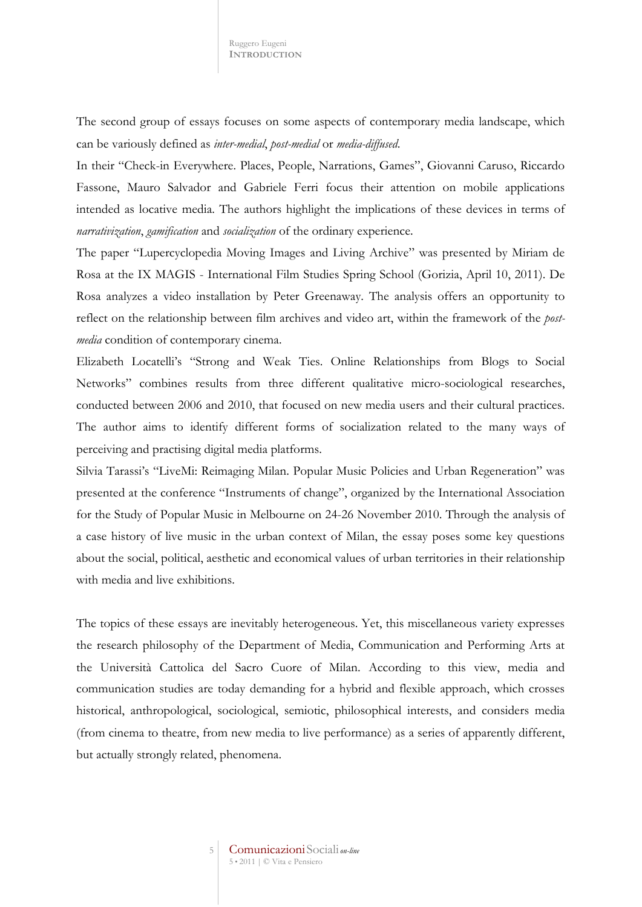The second group of essays focuses on some aspects of contemporary media landscape, which can be variously defined as *inter-medial*, *post-medial* or *media-diffused*.

In their "Check-in Everywhere. Places, People, Narrations, Games", Giovanni Caruso, Riccardo Fassone, Mauro Salvador and Gabriele Ferri focus their attention on mobile applications intended as locative media. The authors highlight the implications of these devices in terms of *narrativization*, *gamification* and *socialization* of the ordinary experience.

The paper "Lupercyclopedia Moving Images and Living Archive" was presented by Miriam de Rosa at the IX MAGIS - International Film Studies Spring School (Gorizia, April 10, 2011). De Rosa analyzes a video installation by Peter Greenaway. The analysis offers an opportunity to reflect on the relationship between film archives and video art, within the framework of the *post-media* condition of contemporary cinema.

Elizabeth Locatelli's "Strong and Weak Ties. Online Relationships from Blogs to Social Networks" combines results from three different qualitative micro-sociological researches, conducted between 2006 and 2010, that focused on new media users and their cultural practices. The author aims to identify different forms of socialization related to the many ways of perceiving and practising digital media platforms.

Silvia Tarassi's "LiveMi: Reimaging Milan. Popular Music Policies and Urban Regeneration" was presented at the conference "Instruments of change", organized by the International Association for the Study of Popular Music in Melbourne on 24-26 November 2010. Through the analysis of a case history of live music in the urban context of Milan, the essay poses some key questions about the social, political, aesthetic and economical values of urban territories in their relationship with media and live exhibitions.

The topics of these essays are inevitably heterogeneous. Yet, this miscellaneous variety expresses the research philosophy of the Department of Media, Communication and Performing Arts at the Università Cattolica del Sacro Cuore of Milan. According to this view, media and communication studies are today demanding for a hybrid and flexible approach, which crosses historical, anthropological, sociological, semiotic, philosophical interests, and considers media (from cinema to theatre, from new media to live performance) as a series of apparently different, but actually strongly related, phenomena.